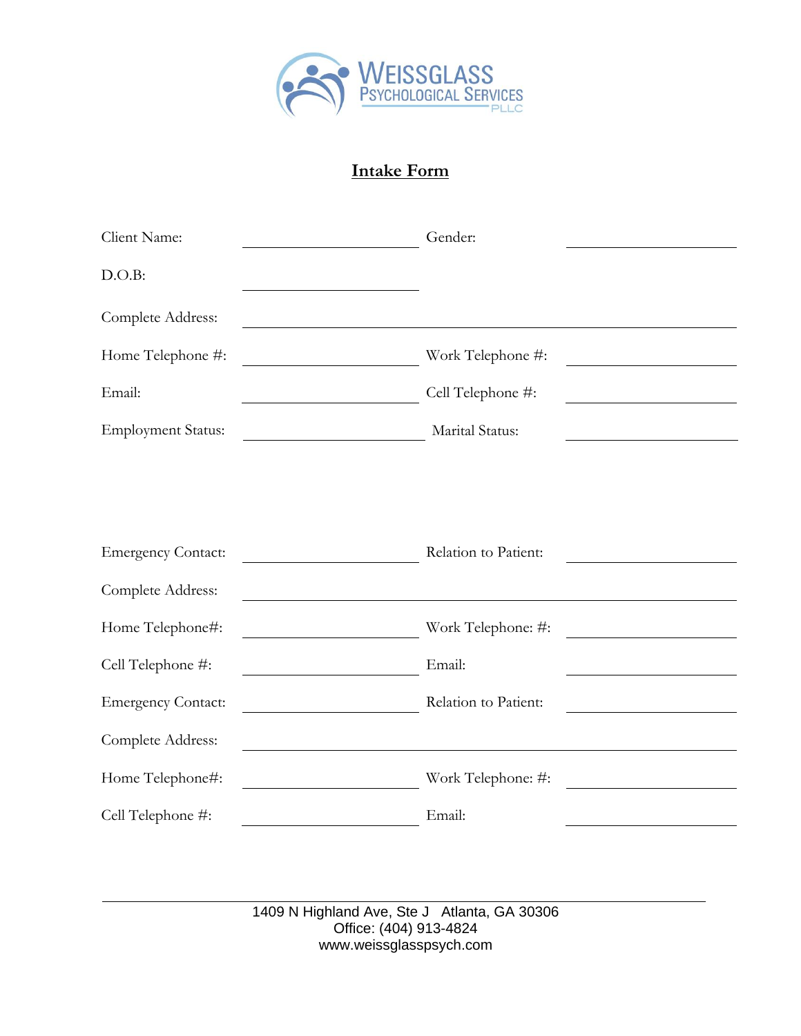WEISSGLASS PSYCHOLOGICAL SERVICES PLLC

## Intake Form

| | | | |
|---|---|---|---|
| Client Name: | ______________ | Gender: | ______________ |
| D.O.B: | ______________ | | |
| Complete Address: | ______________ | | |
| Home Telephone #: | ______________ | Work Telephone #: | ______________ |
| Email: | ______________ | Cell Telephone #: | ______________ |
| Employment Status: | ______________ | Marital Status: | ______________ |

| | | | |
|---|---|---|---|
| Emergency Contact: | ______________ | Relation to Patient: | ______________ |
| Complete Address: | ______________ | | |
| Home Telephone#: | ______________ | Work Telephone: #: | ______________ |
| Cell Telephone #: | ______________ | Email: | ______________ |
| Emergency Contact: | ______________ | Relation to Patient: | ______________ |
| Complete Address: | ______________ | | |
| Home Telephone#: | ______________ | Work Telephone: #: | ______________ |
| Cell Telephone #: | ______________ | Email: | ______________ |

1409 N Highland Ave, Ste J Atlanta, GA 30306
Office: (404) 913-4824
www.weissglasspsych.com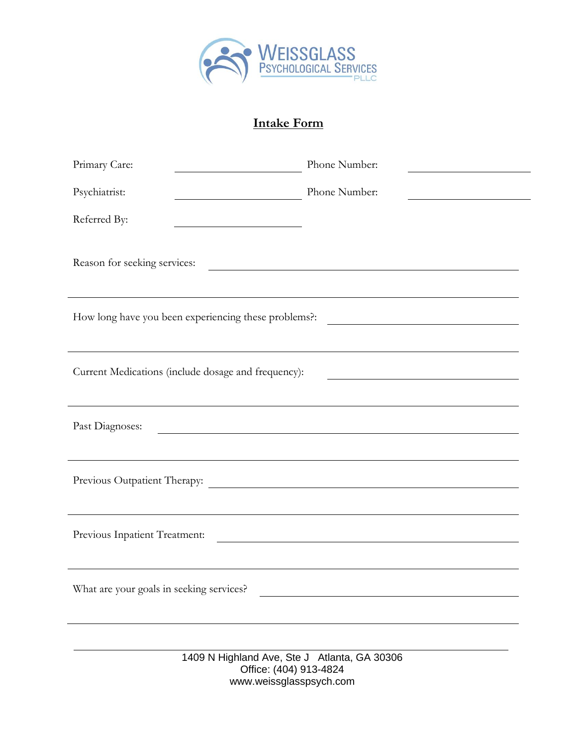WEISSGLASS
PSYCHOLOGICAL SERVICES
PLLC

## Intake Form

Primary Care: \_\_\_\_\_\_\_\_\_\_\_\_\_\_\_\_\_\_\_\_ Phone Number: \_\_\_\_\_\_\_\_\_\_\_\_\_\_\_\_\_\_\_\_

Psychiatrist: \_\_\_\_\_\_\_\_\_\_\_\_\_\_\_\_\_\_\_\_ Phone Number: \_\_\_\_\_\_\_\_\_\_\_\_\_\_\_\_\_\_\_\_

Referred By: \_\_\_\_\_\_\_\_\_\_\_\_\_\_\_\_\_\_\_\_

Reason for seeking services: \_\_\_\_\_\_\_\_\_\_\_\_\_\_\_\_\_\_\_\_\_\_\_\_\_\_\_\_\_\_\_\_\_\_\_\_\_\_\_\_

\_\_\_\_\_\_\_\_\_\_\_\_\_\_\_\_\_\_\_\_\_\_\_\_\_\_\_\_\_\_\_\_\_\_\_\_\_\_\_\_\_\_\_\_\_\_\_\_\_\_\_\_\_\_\_\_\_\_\_\_\_\_\_\_\_\_\_\_

How long have you been experiencing these problems?: \_\_\_\_\_\_\_\_\_\_\_\_\_\_\_\_\_\_\_\_\_\_\_\_\_\_\_\_

\_\_\_\_\_\_\_\_\_\_\_\_\_\_\_\_\_\_\_\_\_\_\_\_\_\_\_\_\_\_\_\_\_\_\_\_\_\_\_\_\_\_\_\_\_\_\_\_\_\_\_\_\_\_\_\_\_\_\_\_\_\_\_\_\_\_\_\_

Current Medications (include dosage and frequency): \_\_\_\_\_\_\_\_\_\_\_\_\_\_\_\_\_\_\_\_\_\_\_\_\_\_\_\_

\_\_\_\_\_\_\_\_\_\_\_\_\_\_\_\_\_\_\_\_\_\_\_\_\_\_\_\_\_\_\_\_\_\_\_\_\_\_\_\_\_\_\_\_\_\_\_\_\_\_\_\_\_\_\_\_\_\_\_\_\_\_\_\_\_\_\_\_

Past Diagnoses: \_\_\_\_\_\_\_\_\_\_\_\_\_\_\_\_\_\_\_\_\_\_\_\_\_\_\_\_\_\_\_\_\_\_\_\_\_\_\_\_\_\_\_\_\_\_\_\_\_\_\_\_

\_\_\_\_\_\_\_\_\_\_\_\_\_\_\_\_\_\_\_\_\_\_\_\_\_\_\_\_\_\_\_\_\_\_\_\_\_\_\_\_\_\_\_\_\_\_\_\_\_\_\_\_\_\_\_\_\_\_\_\_\_\_\_\_\_\_\_\_

Previous Outpatient Therapy: \_\_\_\_\_\_\_\_\_\_\_\_\_\_\_\_\_\_\_\_\_\_\_\_\_\_\_\_\_\_\_\_\_\_\_\_\_\_\_\_

\_\_\_\_\_\_\_\_\_\_\_\_\_\_\_\_\_\_\_\_\_\_\_\_\_\_\_\_\_\_\_\_\_\_\_\_\_\_\_\_\_\_\_\_\_\_\_\_\_\_\_\_\_\_\_\_\_\_\_\_\_\_\_\_\_\_\_\_

Previous Inpatient Treatment: \_\_\_\_\_\_\_\_\_\_\_\_\_\_\_\_\_\_\_\_\_\_\_\_\_\_\_\_\_\_\_\_\_\_\_\_\_\_\_

\_\_\_\_\_\_\_\_\_\_\_\_\_\_\_\_\_\_\_\_\_\_\_\_\_\_\_\_\_\_\_\_\_\_\_\_\_\_\_\_\_\_\_\_\_\_\_\_\_\_\_\_\_\_\_\_\_\_\_\_\_\_\_\_\_\_\_\_

What are your goals in seeking services? \_\_\_\_\_\_\_\_\_\_\_\_\_\_\_\_\_\_\_\_\_\_\_\_\_\_\_\_\_\_\_\_

\_\_\_\_\_\_\_\_\_\_\_\_\_\_\_\_\_\_\_\_\_\_\_\_\_\_\_\_\_\_\_\_\_\_\_\_\_\_\_\_\_\_\_\_\_\_\_\_\_\_\_\_\_\_\_\_\_\_\_\_\_\_\_\_\_\_\_\_

1409 N Highland Ave, Ste J Atlanta, GA 30306
Office: (404) 913-4824
www.weissglasspsych.com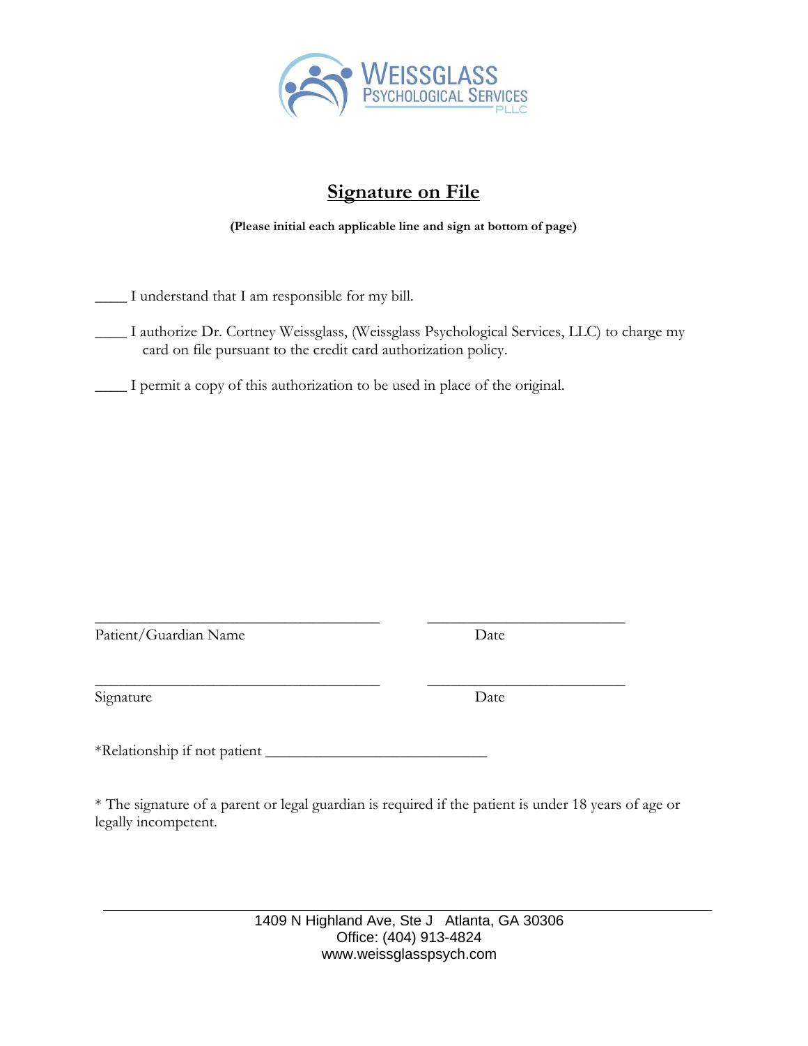WEISSGLASS
PSYCHOLOGICAL SERVICES
PLLC

# Signature on File

**(Please initial each applicable line and sign at bottom of page)**

____ I understand that I am responsible for my bill.

____ I authorize Dr. Cortney Weissglass, (Weissglass Psychological Services, LLC) to charge my card on file pursuant to the credit card authorization policy.

____ I permit a copy of this authorization to be used in place of the original.

_____________________________________ _________________________

Patient/Guardian Name Date

_____________________________________ _________________________

Signature Date

*Relationship if not patient ____________________________

* The signature of a parent or legal guardian is required if the patient is under 18 years of age or legally incompetent.

1409 N Highland Ave, Ste J Atlanta, GA 30306
Office: (404) 913-4824
www.weissglasspsych.com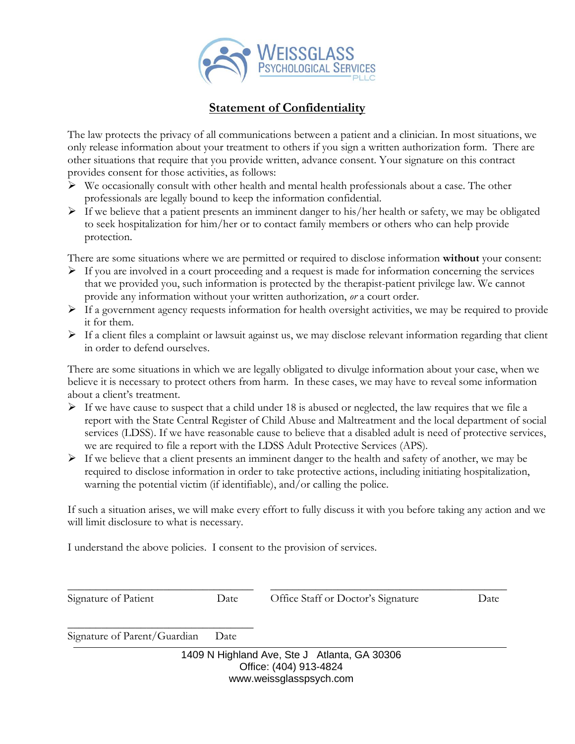**WEISSGLASS PSYCHOLOGICAL SERVICES PLLC**

## Statement of Confidentiality

The law protects the privacy of all communications between a patient and a clinician. In most situations, we only release information about your treatment to others if you sign a written authorization form. There are other situations that require that you provide written, advance consent. Your signature on this contract provides consent for those activities, as follows:

- We occasionally consult with other health and mental health professionals about a case. The other professionals are legally bound to keep the information confidential.
- If we believe that a patient presents an imminent danger to his/her health or safety, we may be obligated to seek hospitalization for him/her or to contact family members or others who can help provide protection.

There are some situations where we are permitted or required to disclose information **without** your consent:

- If you are involved in a court proceeding and a request is made for information concerning the services that we provided you, such information is protected by the therapist-patient privilege law. We cannot provide any information without your written authorization, *or* a court order.
- If a government agency requests information for health oversight activities, we may be required to provide it for them.
- If a client files a complaint or lawsuit against us, we may disclose relevant information regarding that client in order to defend ourselves.

There are some situations in which we are legally obligated to divulge information about your case, when we believe it is necessary to protect others from harm. In these cases, we may have to reveal some information about a client's treatment.

- If we have cause to suspect that a child under 18 is abused or neglected, the law requires that we file a report with the State Central Register of Child Abuse and Maltreatment and the local department of social services (LDSS). If we have reasonable cause to believe that a disabled adult is need of protective services, we are required to file a report with the LDSS Adult Protective Services (APS).
- If we believe that a client presents an imminent danger to the health and safety of another, we may be required to disclose information in order to take protective actions, including initiating hospitalization, warning the potential victim (if identifiable), and/or calling the police.

If such a situation arises, we will make every effort to fully discuss it with you before taking any action and we will limit disclosure to what is necessary.

I understand the above policies. I consent to the provision of services.

\_\_\_\_\_\_\_\_\_\_\_\_\_\_\_\_\_\_\_\_\_\_\_\_\_\_\_\_\_\_\_\_\_\_ \_\_\_\_\_\_\_\_\_\_\_\_\_\_\_\_\_\_\_\_\_\_\_\_\_\_\_\_\_\_\_\_\_\_\_\_\_\_\_\_\_\_

Signature of Patient Date Office Staff or Doctor's Signature Date

\_\_\_\_\_\_\_\_\_\_\_\_\_\_\_\_\_\_\_\_\_\_\_\_\_\_\_\_\_\_\_\_\_\_

Signature of Parent/Guardian Date

1409 N Highland Ave, Ste J Atlanta, GA 30306
Office: (404) 913-4824
www.weissglasspsych.com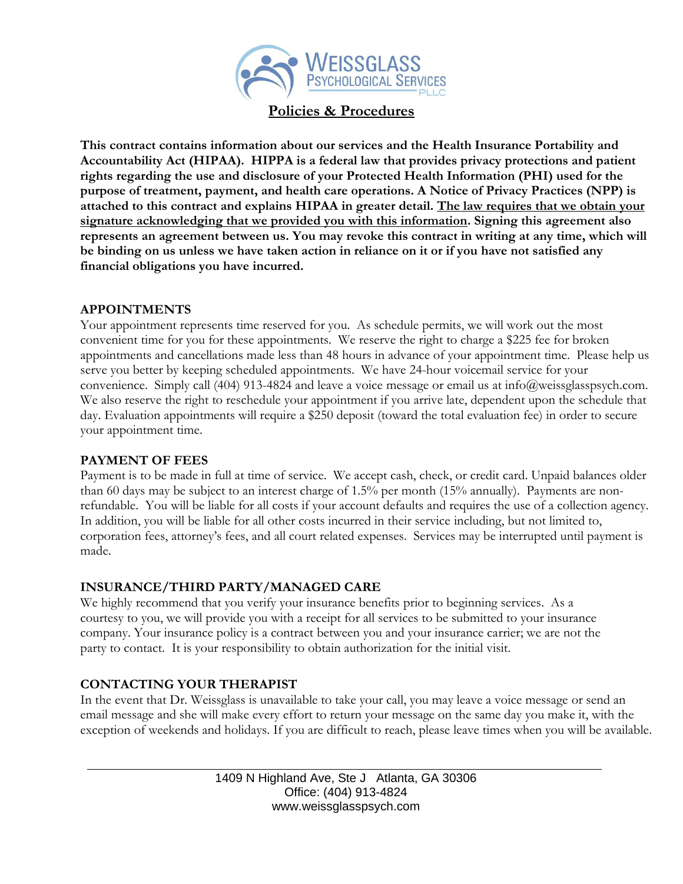# Policies & Procedures

**This contract contains information about our services and the Health Insurance Portability and Accountability Act (HIPAA). HIPPA is a federal law that provides privacy protections and patient rights regarding the use and disclosure of your Protected Health Information (PHI) used for the purpose of treatment, payment, and health care operations. A Notice of Privacy Practices (NPP) is attached to this contract and explains HIPAA in greater detail. The law requires that we obtain your signature acknowledging that we provided you with this information. Signing this agreement also represents an agreement between us. You may revoke this contract in writing at any time, which will be binding on us unless we have taken action in reliance on it or if you have not satisfied any financial obligations you have incurred.**

## APPOINTMENTS

Your appointment represents time reserved for you. As schedule permits, we will work out the most convenient time for you for these appointments. We reserve the right to charge a $225 fee for broken appointments and cancellations made less than 48 hours in advance of your appointment time. Please help us serve you better by keeping scheduled appointments. We have 24-hour voicemail service for your convenience. Simply call (404) 913-4824 and leave a voice message or email us at info@weissglasspsych.com. We also reserve the right to reschedule your appointment if you arrive late, dependent upon the schedule that day. Evaluation appointments will require a $250 deposit (toward the total evaluation fee) in order to secure your appointment time.

## PAYMENT OF FEES

Payment is to be made in full at time of service. We accept cash, check, or credit card. Unpaid balances older than 60 days may be subject to an interest charge of 1.5% per month (15% annually). Payments are non-refundable. You will be liable for all costs if your account defaults and requires the use of a collection agency. In addition, you will be liable for all other costs incurred in their service including, but not limited to, corporation fees, attorney's fees, and all court related expenses. Services may be interrupted until payment is made.

## INSURANCE/THIRD PARTY/MANAGED CARE

We highly recommend that you verify your insurance benefits prior to beginning services. As a courtesy to you, we will provide you with a receipt for all services to be submitted to your insurance company. Your insurance policy is a contract between you and your insurance carrier; we are not the party to contact. It is your responsibility to obtain authorization for the initial visit.

## CONTACTING YOUR THERAPIST

In the event that Dr. Weissglass is unavailable to take your call, you may leave a voice message or send an email message and she will make every effort to return your message on the same day you make it, with the exception of weekends and holidays. If you are difficult to reach, please leave times when you will be available.

1409 N Highland Ave, Ste J Atlanta, GA 30306
Office: (404) 913-4824
www.weissglasspsych.com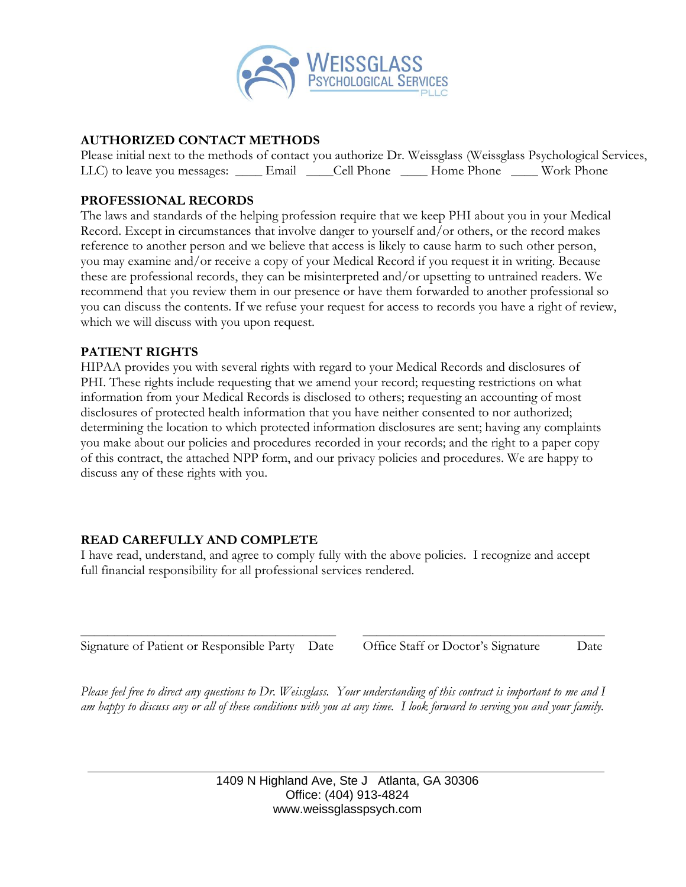WEISSGLASS PSYCHOLOGICAL SERVICES PLLC

## AUTHORIZED CONTACT METHODS

Please initial next to the methods of contact you authorize Dr. Weissglass (Weissglass Psychological Services, LLC) to leave you messages: ____ Email ____Cell Phone ____ Home Phone ____ Work Phone

## PROFESSIONAL RECORDS

The laws and standards of the helping profession require that we keep PHI about you in your Medical Record. Except in circumstances that involve danger to yourself and/or others, or the record makes reference to another person and we believe that access is likely to cause harm to such other person, you may examine and/or receive a copy of your Medical Record if you request it in writing. Because these are professional records, they can be misinterpreted and/or upsetting to untrained readers. We recommend that you review them in our presence or have them forwarded to another professional so you can discuss the contents. If we refuse your request for access to records you have a right of review, which we will discuss with you upon request.

## PATIENT RIGHTS

HIPAA provides you with several rights with regard to your Medical Records and disclosures of PHI. These rights include requesting that we amend your record; requesting restrictions on what information from your Medical Records is disclosed to others; requesting an accounting of most disclosures of protected health information that you have neither consented to nor authorized; determining the location to which protected information disclosures are sent; having any complaints you make about our policies and procedures recorded in your records; and the right to a paper copy of this contract, the attached NPP form, and our privacy policies and procedures. We are happy to discuss any of these rights with you.

## READ CAREFULLY AND COMPLETE

I have read, understand, and agree to comply fully with the above policies. I recognize and accept full financial responsibility for all professional services rendered.

_______________________________________ _______________________________________

Signature of Patient or Responsible Party Date Office Staff or Doctor's Signature Date

*Please feel free to direct any questions to Dr. Weissglass. Your understanding of this contract is important to me and I am happy to discuss any or all of these conditions with you at any time. I look forward to serving you and your family.*

1409 N Highland Ave, Ste J Atlanta, GA 30306
Office: (404) 913-4824
www.weissglasspsych.com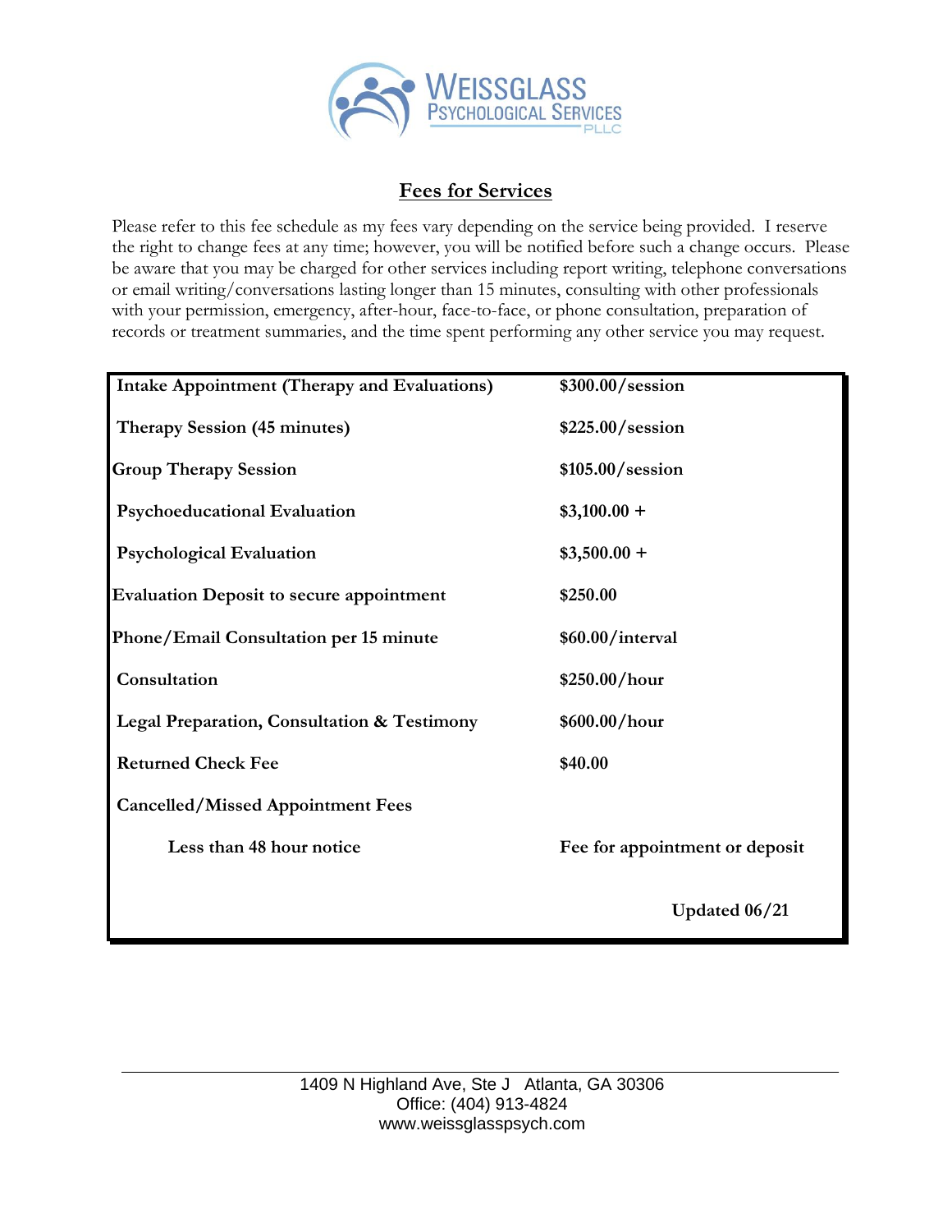WEISSGLASS
PSYCHOLOGICAL SERVICES
PLLC

## Fees for Services

Please refer to this fee schedule as my fees vary depending on the service being provided. I reserve the right to change fees at any time; however, you will be notified before such a change occurs. Please be aware that you may be charged for other services including report writing, telephone conversations or email writing/conversations lasting longer than 15 minutes, consulting with other professionals with your permission, emergency, after-hour, face-to-face, or phone consultation, preparation of records or treatment summaries, and the time spent performing any other service you may request.

| Service | Fee |
|---|---|
| **Intake Appointment (Therapy and Evaluations)** | **$300.00/session** |
| **Therapy Session (45 minutes)** | **$225.00/session** |
| **Group Therapy Session** | **$105.00/session** |
| **Psychoeducational Evaluation** | **$3,100.00 +** |
| **Psychological Evaluation** | **$3,500.00 +** |
| **Evaluation Deposit to secure appointment** | **$250.00** |
| **Phone/Email Consultation per 15 minute** | **$60.00/interval** |
| **Consultation** | **$250.00/hour** |
| **Legal Preparation, Consultation & Testimony** | **$600.00/hour** |
| **Returned Check Fee** | **$40.00** |
| **Cancelled/Missed Appointment Fees** | |
| **Less than 48 hour notice** | **Fee for appointment or deposit** |
| | **Updated 06/21** |

1409 N Highland Ave, Ste J Atlanta, GA 30306
Office: (404) 913-4824
www.weissglasspsych.com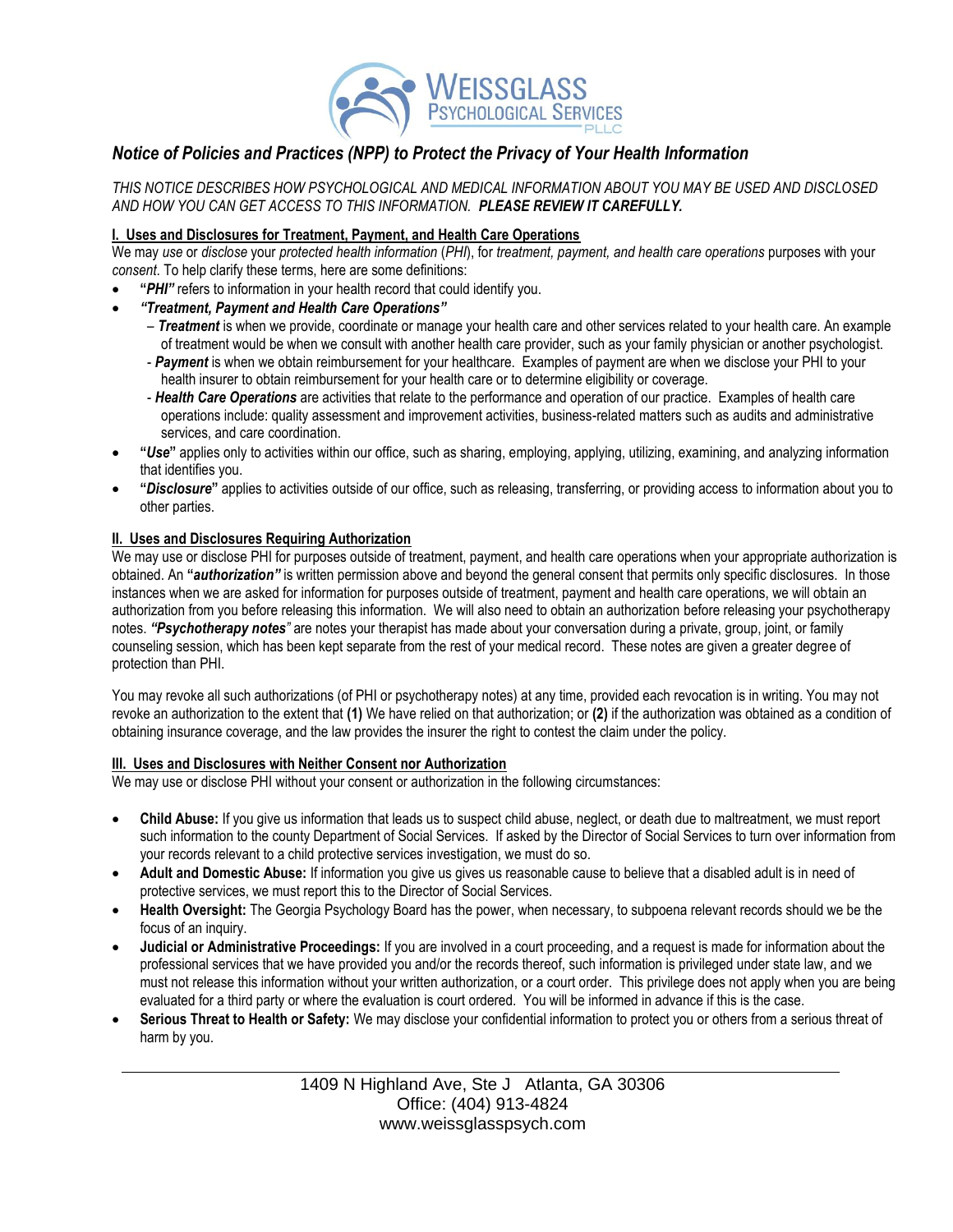# Notice of Policies and Practices (NPP) to Protect the Privacy of Your Health Information

*THIS NOTICE DESCRIBES HOW PSYCHOLOGICAL AND MEDICAL INFORMATION ABOUT YOU MAY BE USED AND DISCLOSED AND HOW YOU CAN GET ACCESS TO THIS INFORMATION.* ***PLEASE REVIEW IT CAREFULLY.***

## I. Uses and Disclosures for Treatment, Payment, and Health Care Operations

We may *use* or *disclose* your *protected health information* (*PHI*), for *treatment, payment, and health care operations* purposes with your *consent*. To help clarify these terms, here are some definitions:

- **"*PHI*"** refers to information in your health record that could identify you.
- ***"Treatment, Payment and Health Care Operations"***
  - ***Treatment*** is when we provide, coordinate or manage your health care and other services related to your health care. An example of treatment would be when we consult with another health care provider, such as your family physician or another psychologist.
  - ***Payment*** is when we obtain reimbursement for your healthcare. Examples of payment are when we disclose your PHI to your health insurer to obtain reimbursement for your health care or to determine eligibility or coverage.
  - ***Health Care Operations*** are activities that relate to the performance and operation of our practice. Examples of health care operations include: quality assessment and improvement activities, business-related matters such as audits and administrative services, and care coordination.
- **"*Use*"** applies only to activities within our office, such as sharing, employing, applying, utilizing, examining, and analyzing information that identifies you.
- **"*Disclosure*"** applies to activities outside of our office, such as releasing, transferring, or providing access to information about you to other parties.

## II. Uses and Disclosures Requiring Authorization

We may use or disclose PHI for purposes outside of treatment, payment, and health care operations when your appropriate authorization is obtained. An **"*authorization"*** is written permission above and beyond the general consent that permits only specific disclosures. In those instances when we are asked for information for purposes outside of treatment, payment and health care operations, we will obtain an authorization from you before releasing this information. We will also need to obtain an authorization before releasing your psychotherapy notes. ***"Psychotherapy notes"*** are notes your therapist has made about your conversation during a private, group, joint, or family counseling session, which has been kept separate from the rest of your medical record. These notes are given a greater degree of protection than PHI.

You may revoke all such authorizations (of PHI or psychotherapy notes) at any time, provided each revocation is in writing. You may not revoke an authorization to the extent that **(1)** We have relied on that authorization; or **(2)** if the authorization was obtained as a condition of obtaining insurance coverage, and the law provides the insurer the right to contest the claim under the policy.

## III. Uses and Disclosures with Neither Consent nor Authorization

We may use or disclose PHI without your consent or authorization in the following circumstances:

- **Child Abuse:** If you give us information that leads us to suspect child abuse, neglect, or death due to maltreatment, we must report such information to the county Department of Social Services. If asked by the Director of Social Services to turn over information from your records relevant to a child protective services investigation, we must do so.
- **Adult and Domestic Abuse:** If information you give us gives us reasonable cause to believe that a disabled adult is in need of protective services, we must report this to the Director of Social Services.
- **Health Oversight:** The Georgia Psychology Board has the power, when necessary, to subpoena relevant records should we be the focus of an inquiry.
- **Judicial or Administrative Proceedings:** If you are involved in a court proceeding, and a request is made for information about the professional services that we have provided you and/or the records thereof, such information is privileged under state law, and we must not release this information without your written authorization, or a court order. This privilege does not apply when you are being evaluated for a third party or where the evaluation is court ordered. You will be informed in advance if this is the case.
- **Serious Threat to Health or Safety:** We may disclose your confidential information to protect you or others from a serious threat of harm by you.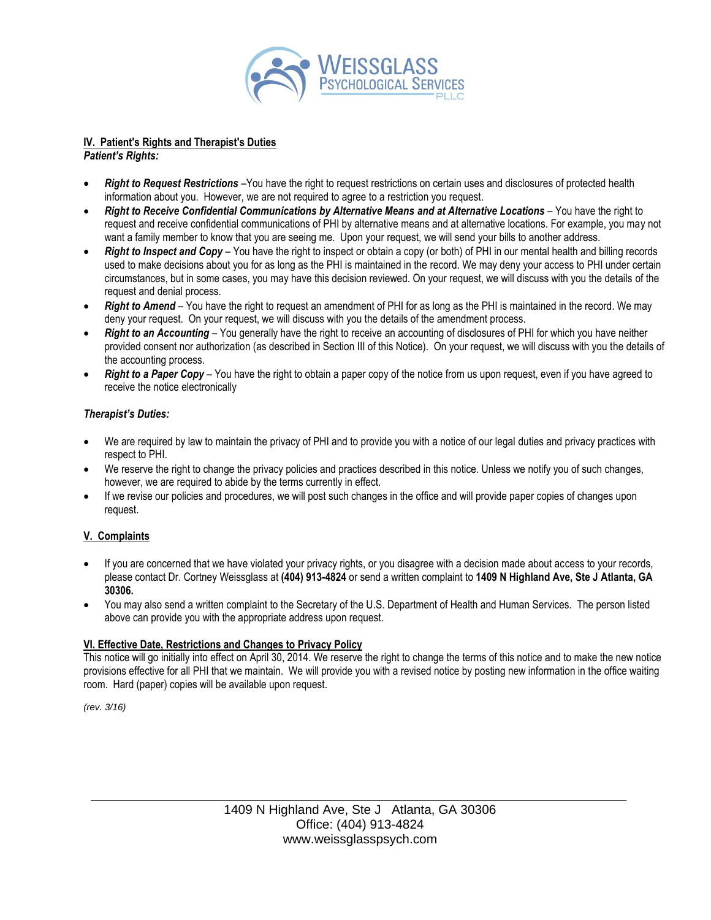## IV. Patient's Rights and Therapist's Duties

***Patient's Rights:***

- ***Right to Request Restrictions*** –You have the right to request restrictions on certain uses and disclosures of protected health information about you. However, we are not required to agree to a restriction you request.
- ***Right to Receive Confidential Communications by Alternative Means and at Alternative Locations*** – You have the right to request and receive confidential communications of PHI by alternative means and at alternative locations. For example, you may not want a family member to know that you are seeing me. Upon your request, we will send your bills to another address.
- ***Right to Inspect and Copy*** – You have the right to inspect or obtain a copy (or both) of PHI in our mental health and billing records used to make decisions about you for as long as the PHI is maintained in the record. We may deny your access to PHI under certain circumstances, but in some cases, you may have this decision reviewed. On your request, we will discuss with you the details of the request and denial process.
- ***Right to Amend*** – You have the right to request an amendment of PHI for as long as the PHI is maintained in the record. We may deny your request. On your request, we will discuss with you the details of the amendment process.
- ***Right to an Accounting*** – You generally have the right to receive an accounting of disclosures of PHI for which you have neither provided consent nor authorization (as described in Section III of this Notice). On your request, we will discuss with you the details of the accounting process.
- ***Right to a Paper Copy*** – You have the right to obtain a paper copy of the notice from us upon request, even if you have agreed to receive the notice electronically

***Therapist's Duties:***

- We are required by law to maintain the privacy of PHI and to provide you with a notice of our legal duties and privacy practices with respect to PHI.
- We reserve the right to change the privacy policies and practices described in this notice. Unless we notify you of such changes, however, we are required to abide by the terms currently in effect.
- If we revise our policies and procedures, we will post such changes in the office and will provide paper copies of changes upon request.

## V. Complaints

- If you are concerned that we have violated your privacy rights, or you disagree with a decision made about access to your records, please contact Dr. Cortney Weissglass at **(404) 913-4824** or send a written complaint to **1409 N Highland Ave, Ste J Atlanta, GA 30306.**
- You may also send a written complaint to the Secretary of the U.S. Department of Health and Human Services. The person listed above can provide you with the appropriate address upon request.

## VI. Effective Date, Restrictions and Changes to Privacy Policy

This notice will go initially into effect on April 30, 2014. We reserve the right to change the terms of this notice and to make the new notice provisions effective for all PHI that we maintain. We will provide you with a revised notice by posting new information in the office waiting room. Hard (paper) copies will be available upon request.

*(rev. 3/16)*